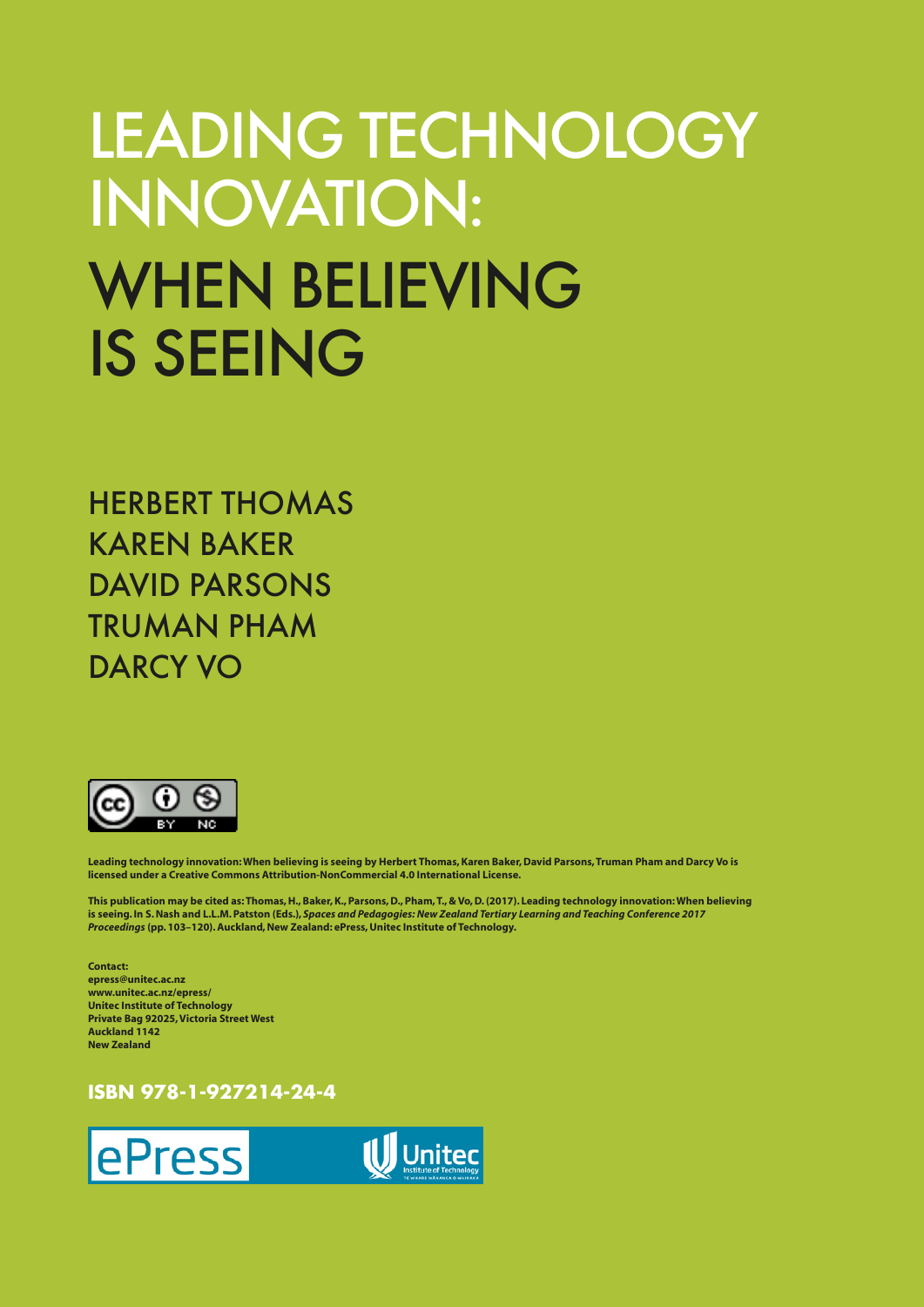# LEADING TECHNOLOGY INNOVATION: WHEN BELIEVING IS SEEING

HERBERT THOMAS
KAREN BAKER
DAVID PARSONS
TRUMAN PHAM
DARCY VO

**Leading technology innovation: When believing is seeing by Herbert Thomas, Karen Baker, David Parsons, Truman Pham and Darcy Vo is licensed under a Creative Commons Attribution-NonCommercial 4.0 International License.**

**This publication may be cited as: Thomas, H., Baker, K., Parsons, D., Pham, T., & Vo, D. (2017). Leading technology innovation: When believing is seeing. In S. Nash and L.L.M. Patston (Eds.), *Spaces and Pedagogies: New Zealand Tertiary Learning and Teaching Conference 2017 Proceedings* (pp. 103–120). Auckland, New Zealand: ePress, Unitec Institute of Technology.**

**Contact:**
**epress@unitec.ac.nz**
**www.unitec.ac.nz/epress/**
**Unitec Institute of Technology**
**Private Bag 92025, Victoria Street West**
**Auckland 1142**
**New Zealand**

**ISBN 978-1-927214-24-4**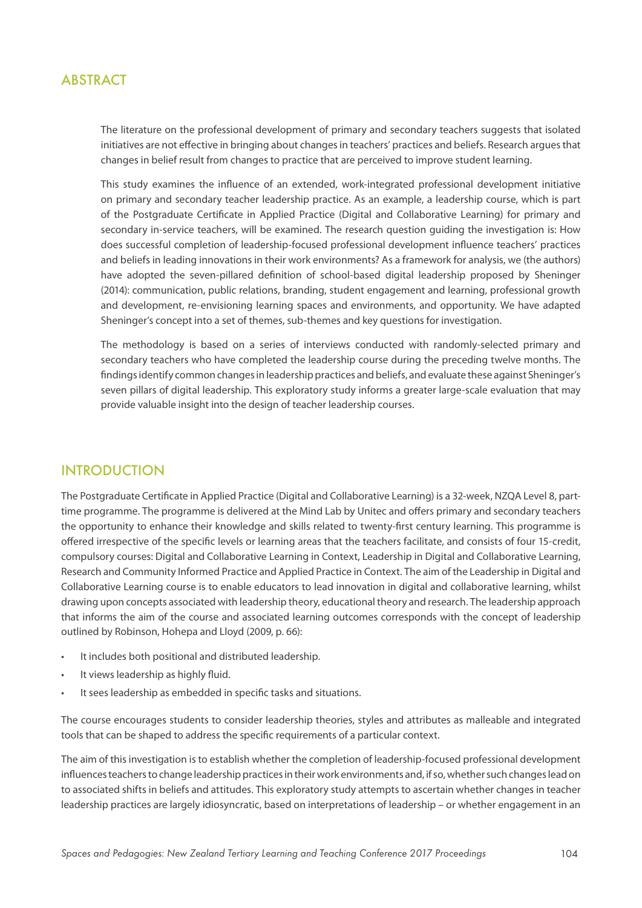## ABSTRACT

The literature on the professional development of primary and secondary teachers suggests that isolated initiatives are not effective in bringing about changes in teachers' practices and beliefs. Research argues that changes in belief result from changes to practice that are perceived to improve student learning.

This study examines the influence of an extended, work-integrated professional development initiative on primary and secondary teacher leadership practice. As an example, a leadership course, which is part of the Postgraduate Certificate in Applied Practice (Digital and Collaborative Learning) for primary and secondary in-service teachers, will be examined. The research question guiding the investigation is: How does successful completion of leadership-focused professional development influence teachers' practices and beliefs in leading innovations in their work environments? As a framework for analysis, we (the authors) have adopted the seven-pillared definition of school-based digital leadership proposed by Sheninger (2014): communication, public relations, branding, student engagement and learning, professional growth and development, re-envisioning learning spaces and environments, and opportunity. We have adapted Sheninger's concept into a set of themes, sub-themes and key questions for investigation.

The methodology is based on a series of interviews conducted with randomly-selected primary and secondary teachers who have completed the leadership course during the preceding twelve months. The findings identify common changes in leadership practices and beliefs, and evaluate these against Sheninger's seven pillars of digital leadership. This exploratory study informs a greater large-scale evaluation that may provide valuable insight into the design of teacher leadership courses.

## INTRODUCTION

The Postgraduate Certificate in Applied Practice (Digital and Collaborative Learning) is a 32-week, NZQA Level 8, part-time programme. The programme is delivered at the Mind Lab by Unitec and offers primary and secondary teachers the opportunity to enhance their knowledge and skills related to twenty-first century learning. This programme is offered irrespective of the specific levels or learning areas that the teachers facilitate, and consists of four 15-credit, compulsory courses: Digital and Collaborative Learning in Context, Leadership in Digital and Collaborative Learning, Research and Community Informed Practice and Applied Practice in Context. The aim of the Leadership in Digital and Collaborative Learning course is to enable educators to lead innovation in digital and collaborative learning, whilst drawing upon concepts associated with leadership theory, educational theory and research. The leadership approach that informs the aim of the course and associated learning outcomes corresponds with the concept of leadership outlined by Robinson, Hohepa and Lloyd (2009, p. 66):

- It includes both positional and distributed leadership.
- It views leadership as highly fluid.
- It sees leadership as embedded in specific tasks and situations.

The course encourages students to consider leadership theories, styles and attributes as malleable and integrated tools that can be shaped to address the specific requirements of a particular context.

The aim of this investigation is to establish whether the completion of leadership-focused professional development influences teachers to change leadership practices in their work environments and, if so, whether such changes lead on to associated shifts in beliefs and attitudes. This exploratory study attempts to ascertain whether changes in teacher leadership practices are largely idiosyncratic, based on interpretations of leadership – or whether engagement in an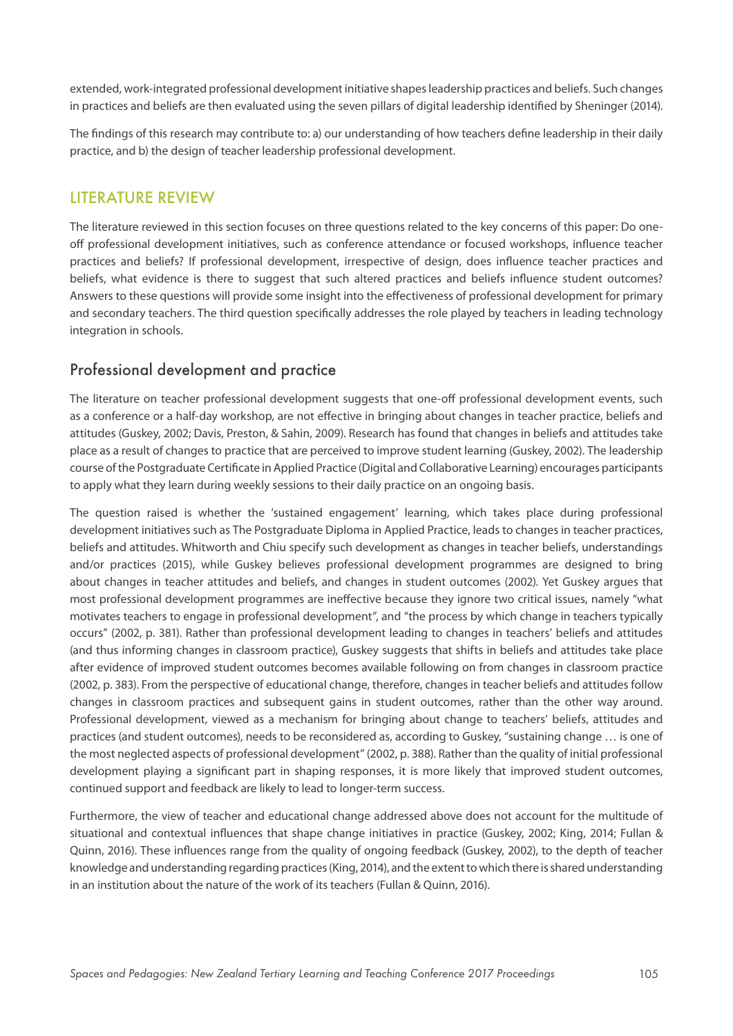extended, work-integrated professional development initiative shapes leadership practices and beliefs. Such changes in practices and beliefs are then evaluated using the seven pillars of digital leadership identified by Sheninger (2014).

The findings of this research may contribute to: a) our understanding of how teachers define leadership in their daily practice, and b) the design of teacher leadership professional development.

## LITERATURE REVIEW

The literature reviewed in this section focuses on three questions related to the key concerns of this paper: Do one-off professional development initiatives, such as conference attendance or focused workshops, influence teacher practices and beliefs? If professional development, irrespective of design, does influence teacher practices and beliefs, what evidence is there to suggest that such altered practices and beliefs influence student outcomes? Answers to these questions will provide some insight into the effectiveness of professional development for primary and secondary teachers. The third question specifically addresses the role played by teachers in leading technology integration in schools.

### Professional development and practice

The literature on teacher professional development suggests that one-off professional development events, such as a conference or a half-day workshop, are not effective in bringing about changes in teacher practice, beliefs and attitudes (Guskey, 2002; Davis, Preston, & Sahin, 2009). Research has found that changes in beliefs and attitudes take place as a result of changes to practice that are perceived to improve student learning (Guskey, 2002). The leadership course of the Postgraduate Certificate in Applied Practice (Digital and Collaborative Learning) encourages participants to apply what they learn during weekly sessions to their daily practice on an ongoing basis.

The question raised is whether the 'sustained engagement' learning, which takes place during professional development initiatives such as The Postgraduate Diploma in Applied Practice, leads to changes in teacher practices, beliefs and attitudes. Whitworth and Chiu specify such development as changes in teacher beliefs, understandings and/or practices (2015), while Guskey believes professional development programmes are designed to bring about changes in teacher attitudes and beliefs, and changes in student outcomes (2002). Yet Guskey argues that most professional development programmes are ineffective because they ignore two critical issues, namely "what motivates teachers to engage in professional development", and "the process by which change in teachers typically occurs" (2002, p. 381). Rather than professional development leading to changes in teachers' beliefs and attitudes (and thus informing changes in classroom practice), Guskey suggests that shifts in beliefs and attitudes take place after evidence of improved student outcomes becomes available following on from changes in classroom practice (2002, p. 383). From the perspective of educational change, therefore, changes in teacher beliefs and attitudes follow changes in classroom practices and subsequent gains in student outcomes, rather than the other way around. Professional development, viewed as a mechanism for bringing about change to teachers' beliefs, attitudes and practices (and student outcomes), needs to be reconsidered as, according to Guskey, "sustaining change … is one of the most neglected aspects of professional development" (2002, p. 388). Rather than the quality of initial professional development playing a significant part in shaping responses, it is more likely that improved student outcomes, continued support and feedback are likely to lead to longer-term success.

Furthermore, the view of teacher and educational change addressed above does not account for the multitude of situational and contextual influences that shape change initiatives in practice (Guskey, 2002; King, 2014; Fullan & Quinn, 2016). These influences range from the quality of ongoing feedback (Guskey, 2002), to the depth of teacher knowledge and understanding regarding practices (King, 2014), and the extent to which there is shared understanding in an institution about the nature of the work of its teachers (Fullan & Quinn, 2016).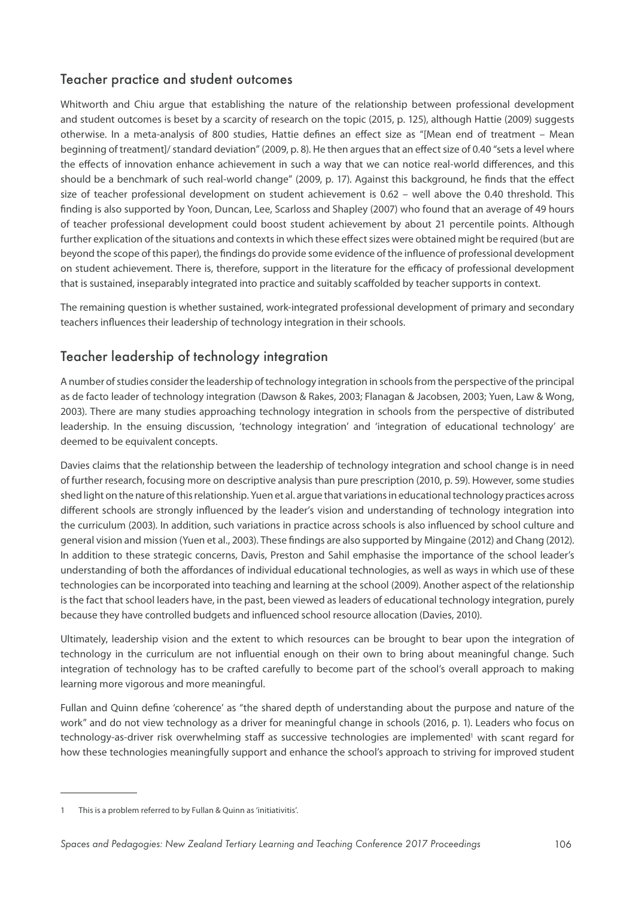## Teacher practice and student outcomes

Whitworth and Chiu argue that establishing the nature of the relationship between professional development and student outcomes is beset by a scarcity of research on the topic (2015, p. 125), although Hattie (2009) suggests otherwise. In a meta-analysis of 800 studies, Hattie defines an effect size as "[Mean end of treatment – Mean beginning of treatment]/ standard deviation" (2009, p. 8). He then argues that an effect size of 0.40 "sets a level where the effects of innovation enhance achievement in such a way that we can notice real-world differences, and this should be a benchmark of such real-world change" (2009, p. 17). Against this background, he finds that the effect size of teacher professional development on student achievement is 0.62 – well above the 0.40 threshold. This finding is also supported by Yoon, Duncan, Lee, Scarloss and Shapley (2007) who found that an average of 49 hours of teacher professional development could boost student achievement by about 21 percentile points. Although further explication of the situations and contexts in which these effect sizes were obtained might be required (but are beyond the scope of this paper), the findings do provide some evidence of the influence of professional development on student achievement. There is, therefore, support in the literature for the efficacy of professional development that is sustained, inseparably integrated into practice and suitably scaffolded by teacher supports in context.

The remaining question is whether sustained, work-integrated professional development of primary and secondary teachers influences their leadership of technology integration in their schools.

## Teacher leadership of technology integration

A number of studies consider the leadership of technology integration in schools from the perspective of the principal as de facto leader of technology integration (Dawson & Rakes, 2003; Flanagan & Jacobsen, 2003; Yuen, Law & Wong, 2003). There are many studies approaching technology integration in schools from the perspective of distributed leadership. In the ensuing discussion, 'technology integration' and 'integration of educational technology' are deemed to be equivalent concepts.

Davies claims that the relationship between the leadership of technology integration and school change is in need of further research, focusing more on descriptive analysis than pure prescription (2010, p. 59). However, some studies shed light on the nature of this relationship. Yuen et al. argue that variations in educational technology practices across different schools are strongly influenced by the leader's vision and understanding of technology integration into the curriculum (2003). In addition, such variations in practice across schools is also influenced by school culture and general vision and mission (Yuen et al., 2003). These findings are also supported by Mingaine (2012) and Chang (2012). In addition to these strategic concerns, Davis, Preston and Sahil emphasise the importance of the school leader's understanding of both the affordances of individual educational technologies, as well as ways in which use of these technologies can be incorporated into teaching and learning at the school (2009). Another aspect of the relationship is the fact that school leaders have, in the past, been viewed as leaders of educational technology integration, purely because they have controlled budgets and influenced school resource allocation (Davies, 2010).

Ultimately, leadership vision and the extent to which resources can be brought to bear upon the integration of technology in the curriculum are not influential enough on their own to bring about meaningful change. Such integration of technology has to be crafted carefully to become part of the school's overall approach to making learning more vigorous and more meaningful.

Fullan and Quinn define 'coherence' as "the shared depth of understanding about the purpose and nature of the work" and do not view technology as a driver for meaningful change in schools (2016, p. 1). Leaders who focus on technology-as-driver risk overwhelming staff as successive technologies are implemented[1] with scant regard for how these technologies meaningfully support and enhance the school's approach to striving for improved student

---

1 This is a problem referred to by Fullan & Quinn as 'initiativitis'.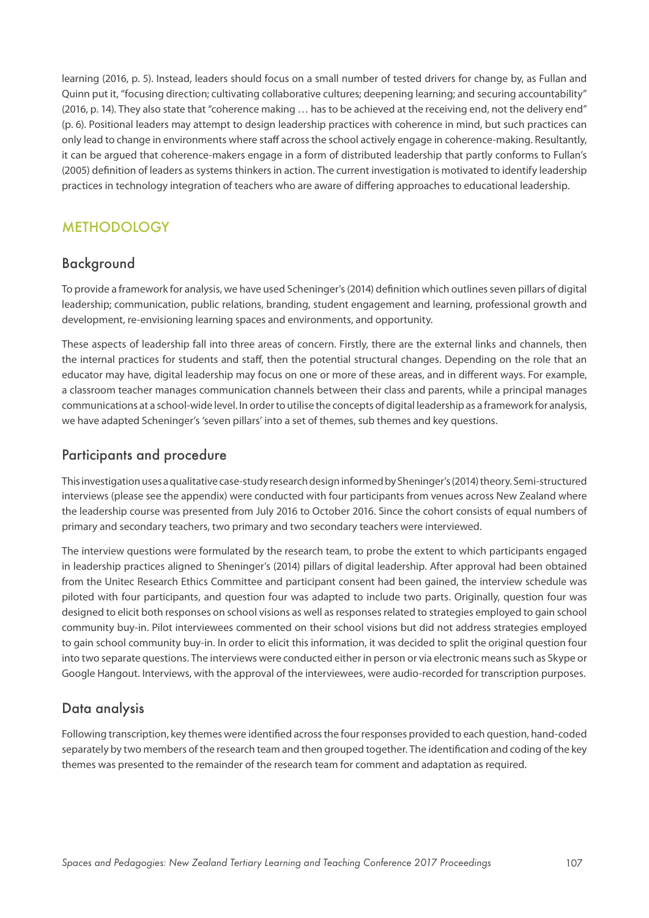learning (2016, p. 5). Instead, leaders should focus on a small number of tested drivers for change by, as Fullan and Quinn put it, "focusing direction; cultivating collaborative cultures; deepening learning; and securing accountability" (2016, p. 14). They also state that "coherence making … has to be achieved at the receiving end, not the delivery end" (p. 6). Positional leaders may attempt to design leadership practices with coherence in mind, but such practices can only lead to change in environments where staff across the school actively engage in coherence-making. Resultantly, it can be argued that coherence-makers engage in a form of distributed leadership that partly conforms to Fullan's (2005) definition of leaders as systems thinkers in action. The current investigation is motivated to identify leadership practices in technology integration of teachers who are aware of differing approaches to educational leadership.

## METHODOLOGY

### Background

To provide a framework for analysis, we have used Scheninger's (2014) definition which outlines seven pillars of digital leadership; communication, public relations, branding, student engagement and learning, professional growth and development, re-envisioning learning spaces and environments, and opportunity.

These aspects of leadership fall into three areas of concern. Firstly, there are the external links and channels, then the internal practices for students and staff, then the potential structural changes. Depending on the role that an educator may have, digital leadership may focus on one or more of these areas, and in different ways. For example, a classroom teacher manages communication channels between their class and parents, while a principal manages communications at a school-wide level. In order to utilise the concepts of digital leadership as a framework for analysis, we have adapted Scheninger's 'seven pillars' into a set of themes, sub themes and key questions.

### Participants and procedure

This investigation uses a qualitative case-study research design informed by Sheninger's (2014) theory. Semi-structured interviews (please see the appendix) were conducted with four participants from venues across New Zealand where the leadership course was presented from July 2016 to October 2016. Since the cohort consists of equal numbers of primary and secondary teachers, two primary and two secondary teachers were interviewed.

The interview questions were formulated by the research team, to probe the extent to which participants engaged in leadership practices aligned to Sheninger's (2014) pillars of digital leadership. After approval had been obtained from the Unitec Research Ethics Committee and participant consent had been gained, the interview schedule was piloted with four participants, and question four was adapted to include two parts. Originally, question four was designed to elicit both responses on school visions as well as responses related to strategies employed to gain school community buy-in. Pilot interviewees commented on their school visions but did not address strategies employed to gain school community buy-in. In order to elicit this information, it was decided to split the original question four into two separate questions. The interviews were conducted either in person or via electronic means such as Skype or Google Hangout. Interviews, with the approval of the interviewees, were audio-recorded for transcription purposes.

### Data analysis

Following transcription, key themes were identified across the four responses provided to each question, hand-coded separately by two members of the research team and then grouped together. The identification and coding of the key themes was presented to the remainder of the research team for comment and adaptation as required.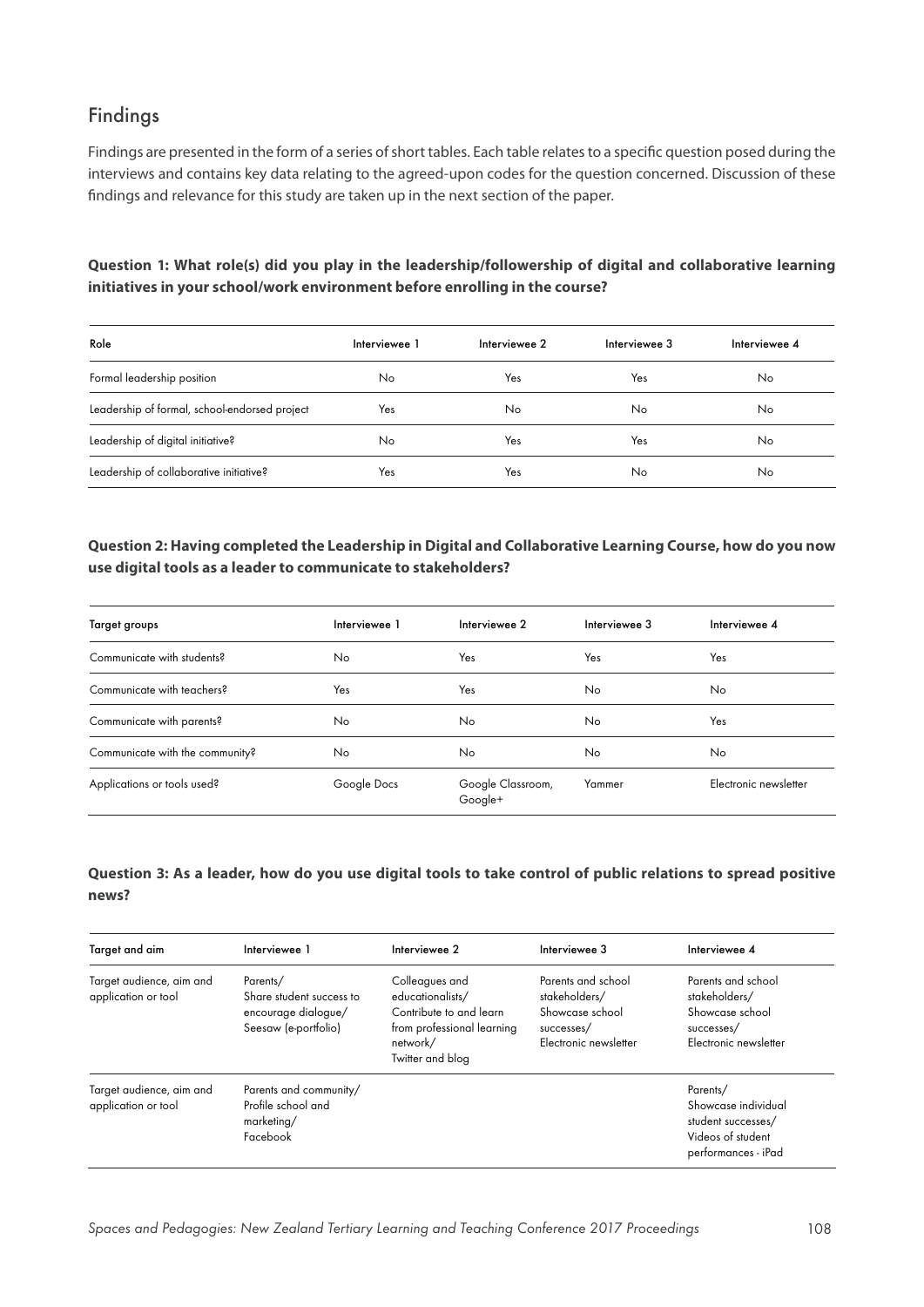## Findings

Findings are presented in the form of a series of short tables. Each table relates to a specific question posed during the interviews and contains key data relating to the agreed-upon codes for the question concerned. Discussion of these findings and relevance for this study are taken up in the next section of the paper.

**Question 1: What role(s) did you play in the leadership/followership of digital and collaborative learning initiatives in your school/work environment before enrolling in the course?**

| Role | Interviewee 1 | Interviewee 2 | Interviewee 3 | Interviewee 4 |
|---|---|---|---|---|
| Formal leadership position | No | Yes | Yes | No |
| Leadership of formal, school-endorsed project | Yes | No | No | No |
| Leadership of digital initiative? | No | Yes | Yes | No |
| Leadership of collaborative initiative? | Yes | Yes | No | No |

**Question 2: Having completed the Leadership in Digital and Collaborative Learning Course, how do you now use digital tools as a leader to communicate to stakeholders?**

| Target groups | Interviewee 1 | Interviewee 2 | Interviewee 3 | Interviewee 4 |
|---|---|---|---|---|
| Communicate with students? | No | Yes | Yes | Yes |
| Communicate with teachers? | Yes | Yes | No | No |
| Communicate with parents? | No | No | No | Yes |
| Communicate with the community? | No | No | No | No |
| Applications or tools used? | Google Docs | Google Classroom, Google+ | Yammer | Electronic newsletter |

**Question 3: As a leader, how do you use digital tools to take control of public relations to spread positive news?**

| Target and aim | Interviewee 1 | Interviewee 2 | Interviewee 3 | Interviewee 4 |
|---|---|---|---|---|
| Target audience, aim and application or tool | Parents/ Share student success to encourage dialogue/ Seesaw (e-portfolio) | Colleagues and educationalists/ Contribute to and learn from professional learning network/ Twitter and blog | Parents and school stakeholders/ Showcase school successes/ Electronic newsletter | Parents and school stakeholders/ Showcase school successes/ Electronic newsletter |
| Target audience, aim and application or tool | Parents and community/ Profile school and marketing/ Facebook | | | Parents/ Showcase individual student successes/ Videos of student performances - iPad |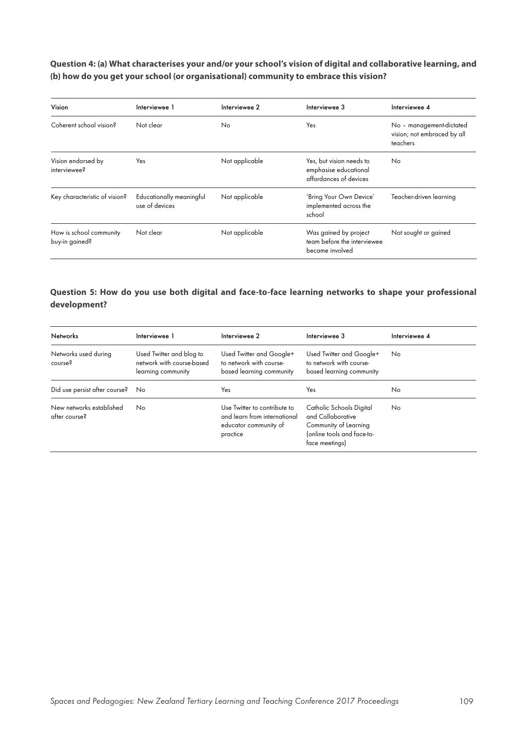**Question 4: (a) What characterises your and/or your school's vision of digital and collaborative learning, and (b) how do you get your school (or organisational) community to embrace this vision?**

| Vision | Interviewee 1 | Interviewee 2 | Interviewee 3 | Interviewee 4 |
|---|---|---|---|---|
| Coherent school vision? | Not clear | No | Yes | No – management-dictated vision; not embraced by all teachers |
| Vision endorsed by interviewee? | Yes | Not applicable | Yes, but vision needs to emphasise educational affordances of devices | No |
| Key characteristic of vision? | Educationally meaningful use of devices | Not applicable | 'Bring Your Own Device' implemented across the school | Teacher-driven learning |
| How is school community buy-in gained? | Not clear | Not applicable | Was gained by project team before the interviewee became involved | Not sought or gained |

**Question 5: How do you use both digital and face-to-face learning networks to shape your professional development?**

| Networks | Interviewee 1 | Interviewee 2 | Interviewee 3 | Interviewee 4 |
|---|---|---|---|---|
| Networks used during course? | Used Twitter and blog to network with course-based learning community | Used Twitter and Google+ to network with course-based learning community | Used Twitter and Google+ to network with course-based learning community | No |
| Did use persist after course? | No | Yes | Yes | No |
| New networks established after course? | No | Use Twitter to contribute to and learn from international educator community of practice | Catholic Schools Digital and Collaborative Community of Learning (online tools and face-to-face meetings) | No |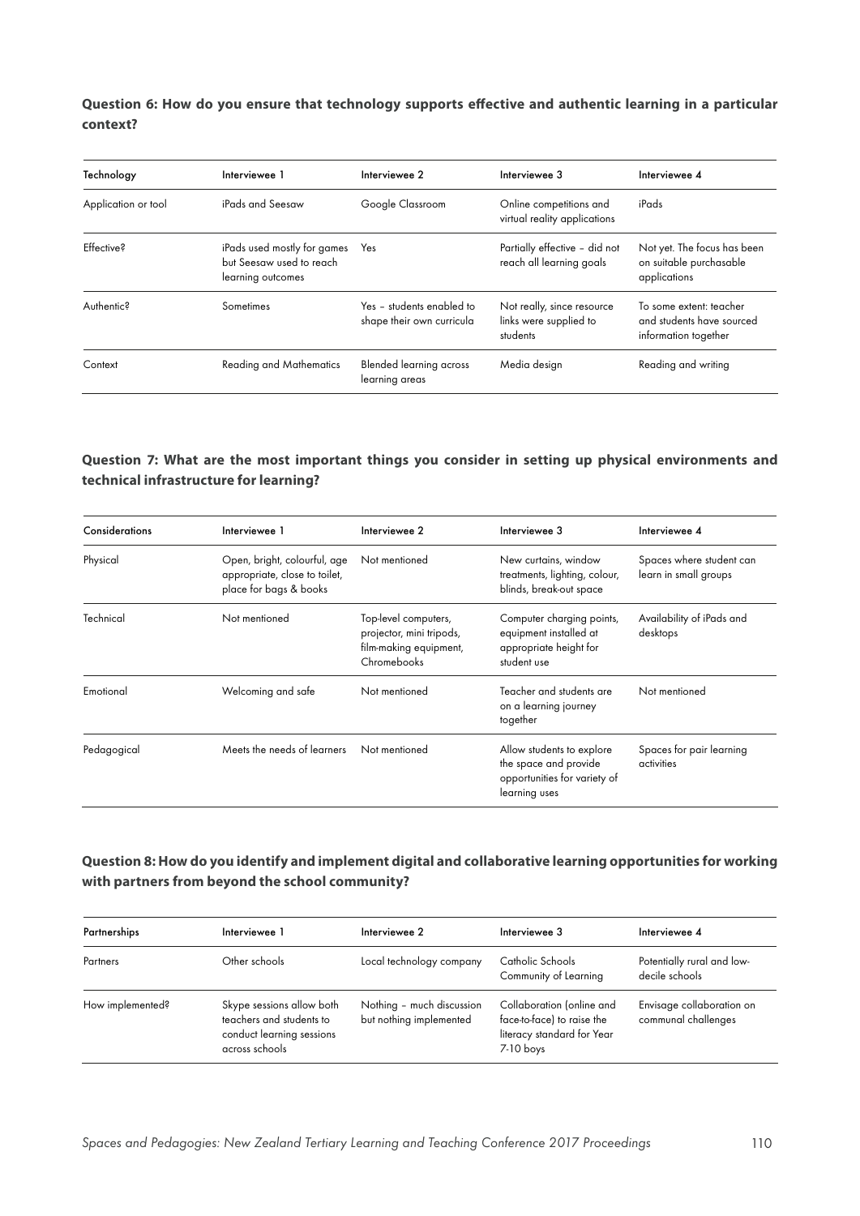**Question 6: How do you ensure that technology supports effective and authentic learning in a particular context?**

| Technology | Interviewee 1 | Interviewee 2 | Interviewee 3 | Interviewee 4 |
|---|---|---|---|---|
| Application or tool | iPads and Seesaw | Google Classroom | Online competitions and virtual reality applications | iPads |
| Effective? | iPads used mostly for games but Seesaw used to reach learning outcomes | Yes | Partially effective – did not reach all learning goals | Not yet. The focus has been on suitable purchasable applications |
| Authentic? | Sometimes | Yes – students enabled to shape their own curricula | Not really, since resource links were supplied to students | To some extent: teacher and students have sourced information together |
| Context | Reading and Mathematics | Blended learning across learning areas | Media design | Reading and writing |

**Question 7: What are the most important things you consider in setting up physical environments and technical infrastructure for learning?**

| Considerations | Interviewee 1 | Interviewee 2 | Interviewee 3 | Interviewee 4 |
|---|---|---|---|---|
| Physical | Open, bright, colourful, age appropriate, close to toilet, place for bags & books | Not mentioned | New curtains, window treatments, lighting, colour, blinds, break-out space | Spaces where student can learn in small groups |
| Technical | Not mentioned | Top-level computers, projector, mini tripods, film-making equipment, Chromebooks | Computer charging points, equipment installed at appropriate height for student use | Availability of iPads and desktops |
| Emotional | Welcoming and safe | Not mentioned | Teacher and students are on a learning journey together | Not mentioned |
| Pedagogical | Meets the needs of learners | Not mentioned | Allow students to explore the space and provide opportunities for variety of learning uses | Spaces for pair learning activities |

**Question 8: How do you identify and implement digital and collaborative learning opportunities for working with partners from beyond the school community?**

| Partnerships | Interviewee 1 | Interviewee 2 | Interviewee 3 | Interviewee 4 |
|---|---|---|---|---|
| Partners | Other schools | Local technology company | Catholic Schools Community of Learning | Potentially rural and low-decile schools |
| How implemented? | Skype sessions allow both teachers and students to conduct learning sessions across schools | Nothing – much discussion but nothing implemented | Collaboration (online and face-to-face) to raise the literacy standard for Year 7-10 boys | Envisage collaboration on communal challenges |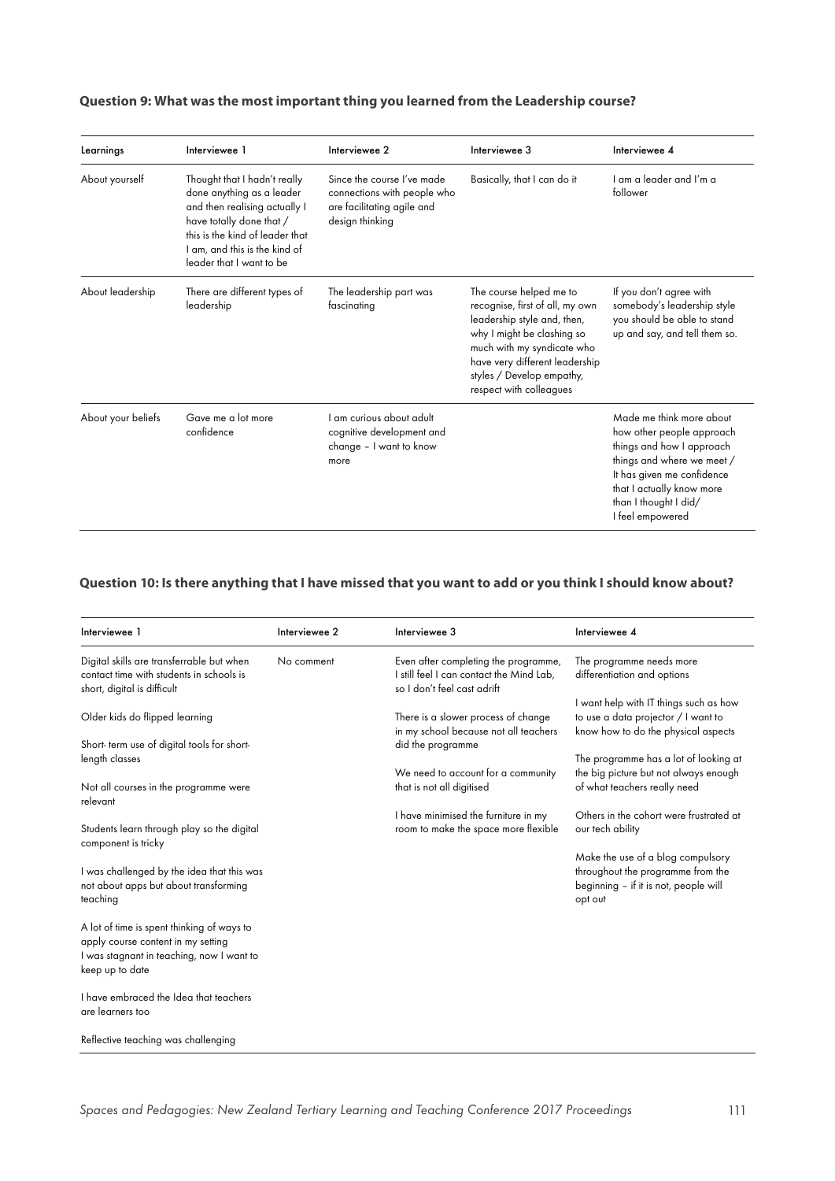**Question 9: What was the most important thing you learned from the Leadership course?**

| Learnings | Interviewee 1 | Interviewee 2 | Interviewee 3 | Interviewee 4 |
|---|---|---|---|---|
| About yourself | Thought that I hadn't really done anything as a leader and then realising actually I have totally done that / this is the kind of leader that I am, and this is the kind of leader that I want to be | Since the course I've made connections with people who are facilitating agile and design thinking | Basically, that I can do it | I am a leader and I'm a follower |
| About leadership | There are different types of leadership | The leadership part was fascinating | The course helped me to recognise, first of all, my own leadership style and, then, why I might be clashing so much with my syndicate who have very different leadership styles / Develop empathy, respect with colleagues | If you don't agree with somebody's leadership style you should be able to stand up and say, and tell them so. |
| About your beliefs | Gave me a lot more confidence | I am curious about adult cognitive development and change – I want to know more | | Made me think more about how other people approach things and how I approach things and where we meet / It has given me confidence that I actually know more than I thought I did/ I feel empowered |

**Question 10: Is there anything that I have missed that you want to add or you think I should know about?**

| Interviewee 1 | Interviewee 2 | Interviewee 3 | Interviewee 4 |
|---|---|---|---|
| Digital skills are transferrable but when contact time with students in schools is short, digital is difficult<br><br>Older kids do flipped learning<br><br>Short- term use of digital tools for short-length classes<br><br>Not all courses in the programme were relevant<br><br>Students learn through play so the digital component is tricky<br><br>I was challenged by the idea that this was not about apps but about transforming teaching<br><br>A lot of time is spent thinking of ways to apply course content in my setting<br>I was stagnant in teaching, now I want to keep up to date<br><br>I have embraced the Idea that teachers are learners too<br><br>Reflective teaching was challenging | No comment | Even after completing the programme, I still feel I can contact the Mind Lab, so I don't feel cast adrift<br><br>There is a slower process of change in my school because not all teachers did the programme<br><br>We need to account for a community that is not all digitised<br><br>I have minimised the furniture in my room to make the space more flexible | The programme needs more differentiation and options<br><br>I want help with IT things such as how to use a data projector / I want to know how to do the physical aspects<br><br>The programme has a lot of looking at the big picture but not always enough of what teachers really need<br><br>Others in the cohort were frustrated at our tech ability<br><br>Make the use of a blog compulsory throughout the programme from the beginning – if it is not, people will opt out |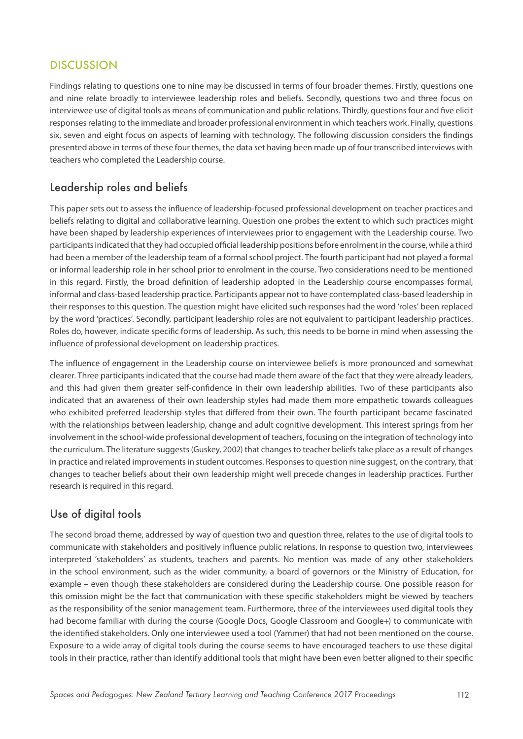## DISCUSSION

Findings relating to questions one to nine may be discussed in terms of four broader themes. Firstly, questions one and nine relate broadly to interviewee leadership roles and beliefs. Secondly, questions two and three focus on interviewee use of digital tools as means of communication and public relations. Thirdly, questions four and five elicit responses relating to the immediate and broader professional environment in which teachers work. Finally, questions six, seven and eight focus on aspects of learning with technology. The following discussion considers the findings presented above in terms of these four themes, the data set having been made up of four transcribed interviews with teachers who completed the Leadership course.

### Leadership roles and beliefs

This paper sets out to assess the influence of leadership-focused professional development on teacher practices and beliefs relating to digital and collaborative learning. Question one probes the extent to which such practices might have been shaped by leadership experiences of interviewees prior to engagement with the Leadership course. Two participants indicated that they had occupied official leadership positions before enrolment in the course, while a third had been a member of the leadership team of a formal school project. The fourth participant had not played a formal or informal leadership role in her school prior to enrolment in the course. Two considerations need to be mentioned in this regard. Firstly, the broad definition of leadership adopted in the Leadership course encompasses formal, informal and class-based leadership practice. Participants appear not to have contemplated class-based leadership in their responses to this question. The question might have elicited such responses had the word 'roles' been replaced by the word 'practices'. Secondly, participant leadership roles are not equivalent to participant leadership practices. Roles do, however, indicate specific forms of leadership. As such, this needs to be borne in mind when assessing the influence of professional development on leadership practices.

The influence of engagement in the Leadership course on interviewee beliefs is more pronounced and somewhat clearer. Three participants indicated that the course had made them aware of the fact that they were already leaders, and this had given them greater self-confidence in their own leadership abilities. Two of these participants also indicated that an awareness of their own leadership styles had made them more empathetic towards colleagues who exhibited preferred leadership styles that differed from their own. The fourth participant became fascinated with the relationships between leadership, change and adult cognitive development. This interest springs from her involvement in the school-wide professional development of teachers, focusing on the integration of technology into the curriculum. The literature suggests (Guskey, 2002) that changes to teacher beliefs take place as a result of changes in practice and related improvements in student outcomes. Responses to question nine suggest, on the contrary, that changes to teacher beliefs about their own leadership might well precede changes in leadership practices. Further research is required in this regard.

### Use of digital tools

The second broad theme, addressed by way of question two and question three, relates to the use of digital tools to communicate with stakeholders and positively influence public relations. In response to question two, interviewees interpreted 'stakeholders' as students, teachers and parents. No mention was made of any other stakeholders in the school environment, such as the wider community, a board of governors or the Ministry of Education, for example – even though these stakeholders are considered during the Leadership course. One possible reason for this omission might be the fact that communication with these specific stakeholders might be viewed by teachers as the responsibility of the senior management team. Furthermore, three of the interviewees used digital tools they had become familiar with during the course (Google Docs, Google Classroom and Google+) to communicate with the identified stakeholders. Only one interviewee used a tool (Yammer) that had not been mentioned on the course. Exposure to a wide array of digital tools during the course seems to have encouraged teachers to use these digital tools in their practice, rather than identify additional tools that might have been even better aligned to their specific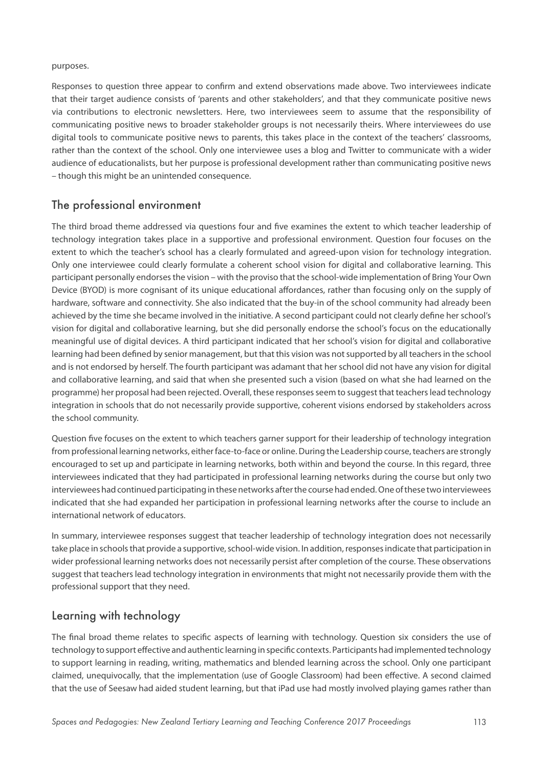purposes.

Responses to question three appear to confirm and extend observations made above. Two interviewees indicate that their target audience consists of 'parents and other stakeholders', and that they communicate positive news via contributions to electronic newsletters. Here, two interviewees seem to assume that the responsibility of communicating positive news to broader stakeholder groups is not necessarily theirs. Where interviewees do use digital tools to communicate positive news to parents, this takes place in the context of the teachers' classrooms, rather than the context of the school. Only one interviewee uses a blog and Twitter to communicate with a wider audience of educationalists, but her purpose is professional development rather than communicating positive news – though this might be an unintended consequence.

## The professional environment

The third broad theme addressed via questions four and five examines the extent to which teacher leadership of technology integration takes place in a supportive and professional environment. Question four focuses on the extent to which the teacher's school has a clearly formulated and agreed-upon vision for technology integration. Only one interviewee could clearly formulate a coherent school vision for digital and collaborative learning. This participant personally endorses the vision – with the proviso that the school-wide implementation of Bring Your Own Device (BYOD) is more cognisant of its unique educational affordances, rather than focusing only on the supply of hardware, software and connectivity. She also indicated that the buy-in of the school community had already been achieved by the time she became involved in the initiative. A second participant could not clearly define her school's vision for digital and collaborative learning, but she did personally endorse the school's focus on the educationally meaningful use of digital devices. A third participant indicated that her school's vision for digital and collaborative learning had been defined by senior management, but that this vision was not supported by all teachers in the school and is not endorsed by herself. The fourth participant was adamant that her school did not have any vision for digital and collaborative learning, and said that when she presented such a vision (based on what she had learned on the programme) her proposal had been rejected. Overall, these responses seem to suggest that teachers lead technology integration in schools that do not necessarily provide supportive, coherent visions endorsed by stakeholders across the school community.

Question five focuses on the extent to which teachers garner support for their leadership of technology integration from professional learning networks, either face-to-face or online. During the Leadership course, teachers are strongly encouraged to set up and participate in learning networks, both within and beyond the course. In this regard, three interviewees indicated that they had participated in professional learning networks during the course but only two interviewees had continued participating in these networks after the course had ended. One of these two interviewees indicated that she had expanded her participation in professional learning networks after the course to include an international network of educators.

In summary, interviewee responses suggest that teacher leadership of technology integration does not necessarily take place in schools that provide a supportive, school-wide vision. In addition, responses indicate that participation in wider professional learning networks does not necessarily persist after completion of the course. These observations suggest that teachers lead technology integration in environments that might not necessarily provide them with the professional support that they need.

## Learning with technology

The final broad theme relates to specific aspects of learning with technology. Question six considers the use of technology to support effective and authentic learning in specific contexts. Participants had implemented technology to support learning in reading, writing, mathematics and blended learning across the school. Only one participant claimed, unequivocally, that the implementation (use of Google Classroom) had been effective. A second claimed that the use of Seesaw had aided student learning, but that iPad use had mostly involved playing games rather than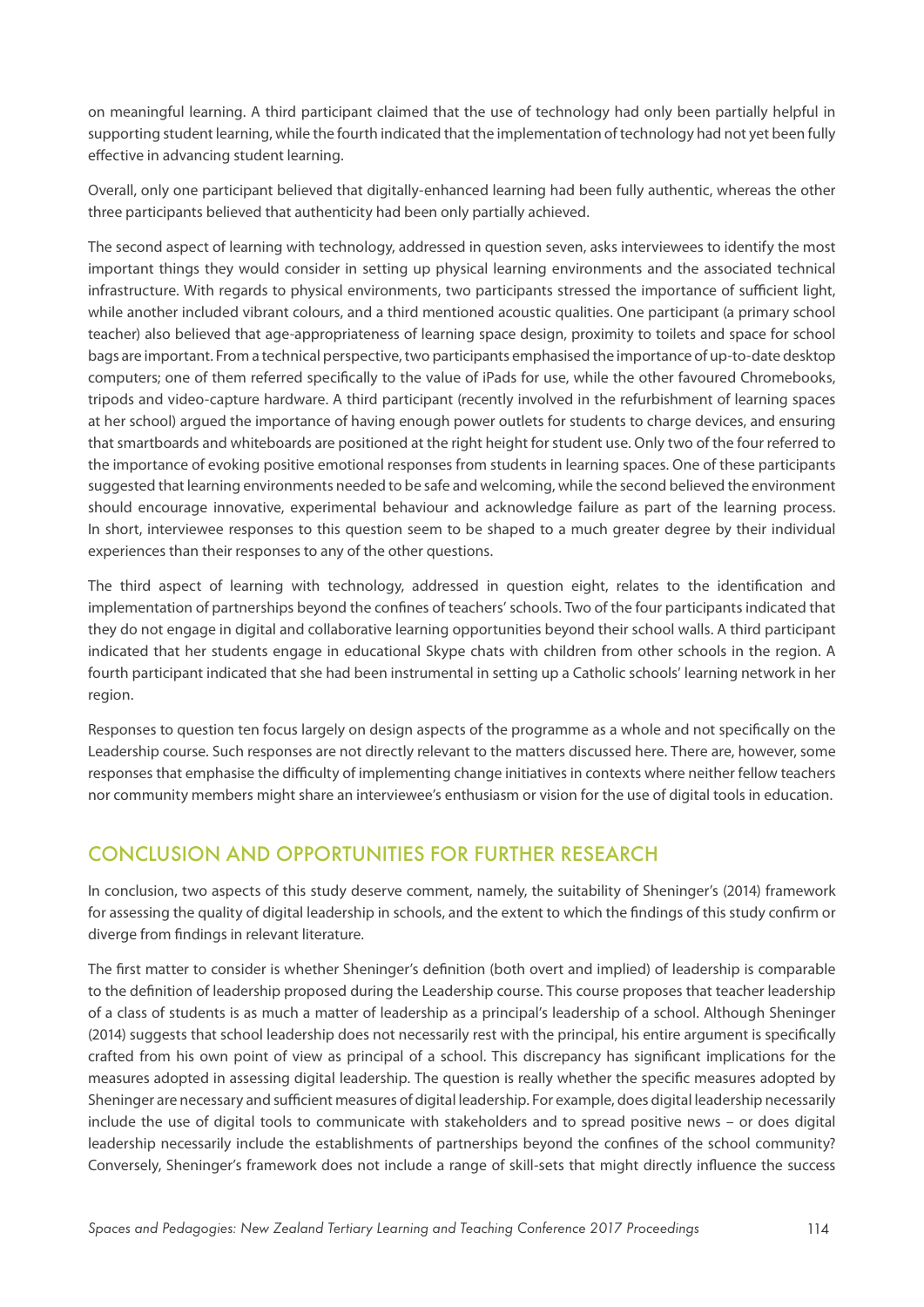on meaningful learning. A third participant claimed that the use of technology had only been partially helpful in supporting student learning, while the fourth indicated that the implementation of technology had not yet been fully effective in advancing student learning.

Overall, only one participant believed that digitally-enhanced learning had been fully authentic, whereas the other three participants believed that authenticity had been only partially achieved.

The second aspect of learning with technology, addressed in question seven, asks interviewees to identify the most important things they would consider in setting up physical learning environments and the associated technical infrastructure. With regards to physical environments, two participants stressed the importance of sufficient light, while another included vibrant colours, and a third mentioned acoustic qualities. One participant (a primary school teacher) also believed that age-appropriateness of learning space design, proximity to toilets and space for school bags are important. From a technical perspective, two participants emphasised the importance of up-to-date desktop computers; one of them referred specifically to the value of iPads for use, while the other favoured Chromebooks, tripods and video-capture hardware. A third participant (recently involved in the refurbishment of learning spaces at her school) argued the importance of having enough power outlets for students to charge devices, and ensuring that smartboards and whiteboards are positioned at the right height for student use. Only two of the four referred to the importance of evoking positive emotional responses from students in learning spaces. One of these participants suggested that learning environments needed to be safe and welcoming, while the second believed the environment should encourage innovative, experimental behaviour and acknowledge failure as part of the learning process. In short, interviewee responses to this question seem to be shaped to a much greater degree by their individual experiences than their responses to any of the other questions.

The third aspect of learning with technology, addressed in question eight, relates to the identification and implementation of partnerships beyond the confines of teachers' schools. Two of the four participants indicated that they do not engage in digital and collaborative learning opportunities beyond their school walls. A third participant indicated that her students engage in educational Skype chats with children from other schools in the region. A fourth participant indicated that she had been instrumental in setting up a Catholic schools' learning network in her region.

Responses to question ten focus largely on design aspects of the programme as a whole and not specifically on the Leadership course. Such responses are not directly relevant to the matters discussed here. There are, however, some responses that emphasise the difficulty of implementing change initiatives in contexts where neither fellow teachers nor community members might share an interviewee's enthusiasm or vision for the use of digital tools in education.

## CONCLUSION AND OPPORTUNITIES FOR FURTHER RESEARCH

In conclusion, two aspects of this study deserve comment, namely, the suitability of Sheninger's (2014) framework for assessing the quality of digital leadership in schools, and the extent to which the findings of this study confirm or diverge from findings in relevant literature.

The first matter to consider is whether Sheninger's definition (both overt and implied) of leadership is comparable to the definition of leadership proposed during the Leadership course. This course proposes that teacher leadership of a class of students is as much a matter of leadership as a principal's leadership of a school. Although Sheninger (2014) suggests that school leadership does not necessarily rest with the principal, his entire argument is specifically crafted from his own point of view as principal of a school. This discrepancy has significant implications for the measures adopted in assessing digital leadership. The question is really whether the specific measures adopted by Sheninger are necessary and sufficient measures of digital leadership. For example, does digital leadership necessarily include the use of digital tools to communicate with stakeholders and to spread positive news – or does digital leadership necessarily include the establishments of partnerships beyond the confines of the school community? Conversely, Sheninger's framework does not include a range of skill-sets that might directly influence the success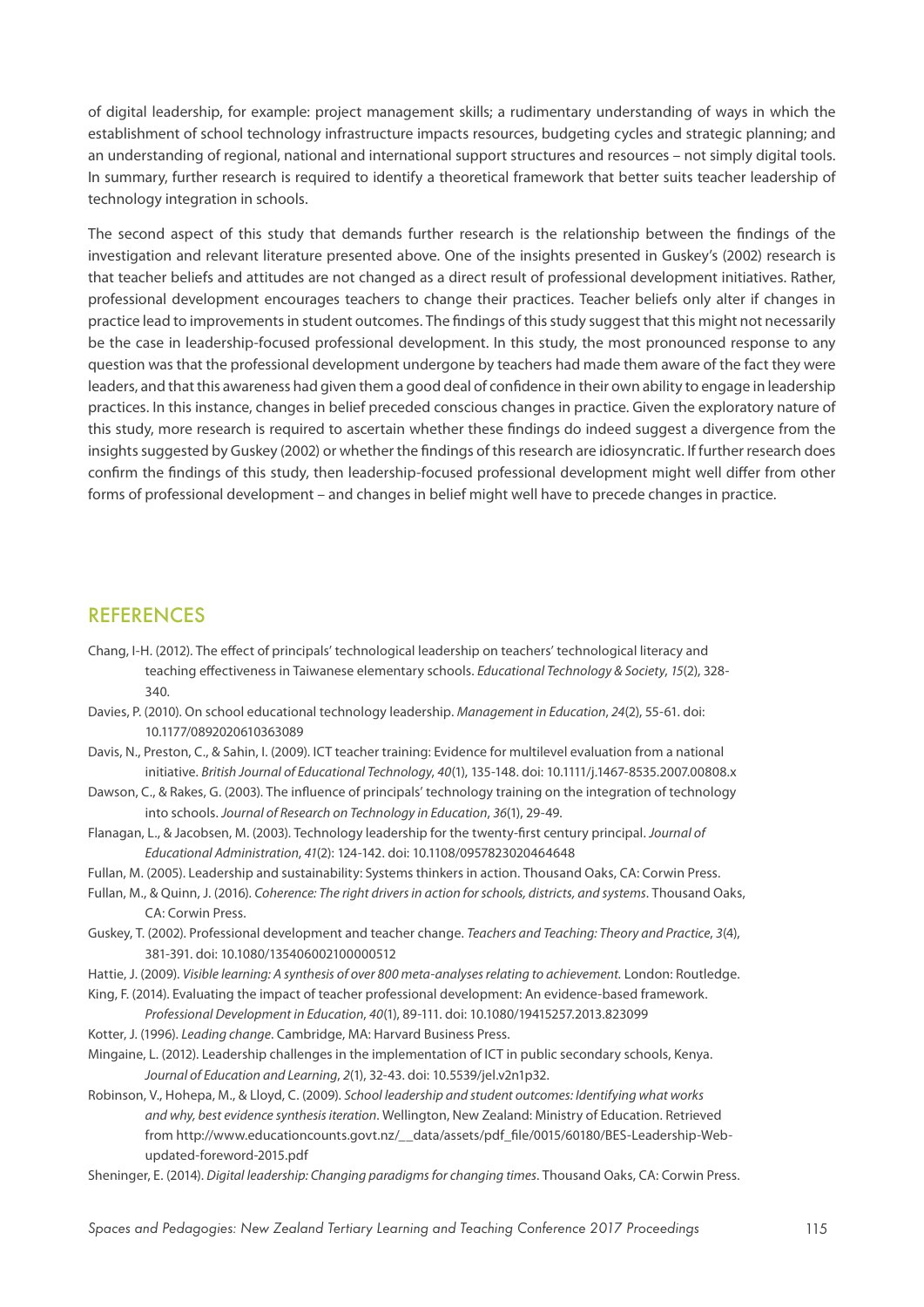of digital leadership, for example: project management skills; a rudimentary understanding of ways in which the establishment of school technology infrastructure impacts resources, budgeting cycles and strategic planning; and an understanding of regional, national and international support structures and resources – not simply digital tools. In summary, further research is required to identify a theoretical framework that better suits teacher leadership of technology integration in schools.

The second aspect of this study that demands further research is the relationship between the findings of the investigation and relevant literature presented above. One of the insights presented in Guskey's (2002) research is that teacher beliefs and attitudes are not changed as a direct result of professional development initiatives. Rather, professional development encourages teachers to change their practices. Teacher beliefs only alter if changes in practice lead to improvements in student outcomes. The findings of this study suggest that this might not necessarily be the case in leadership-focused professional development. In this study, the most pronounced response to any question was that the professional development undergone by teachers had made them aware of the fact they were leaders, and that this awareness had given them a good deal of confidence in their own ability to engage in leadership practices. In this instance, changes in belief preceded conscious changes in practice. Given the exploratory nature of this study, more research is required to ascertain whether these findings do indeed suggest a divergence from the insights suggested by Guskey (2002) or whether the findings of this research are idiosyncratic. If further research does confirm the findings of this study, then leadership-focused professional development might well differ from other forms of professional development – and changes in belief might well have to precede changes in practice.

## REFERENCES

Chang, I-H. (2012). The effect of principals' technological leadership on teachers' technological literacy and teaching effectiveness in Taiwanese elementary schools. *Educational Technology & Society*, *15*(2), 328-340.

Davies, P. (2010). On school educational technology leadership. *Management in Education*, *24*(2), 55-61. doi: 10.1177/0892020610363089

Davis, N., Preston, C., & Sahin, I. (2009). ICT teacher training: Evidence for multilevel evaluation from a national initiative. *British Journal of Educational Technology*, *40*(1), 135-148. doi: 10.1111/j.1467-8535.2007.00808.x

Dawson, C., & Rakes, G. (2003). The influence of principals' technology training on the integration of technology into schools. *Journal of Research on Technology in Education*, *36*(1), 29-49.

Flanagan, L., & Jacobsen, M. (2003). Technology leadership for the twenty-first century principal. *Journal of Educational Administration*, *41*(2): 124-142. doi: 10.1108/0957823020464648

Fullan, M. (2005). Leadership and sustainability: Systems thinkers in action. Thousand Oaks, CA: Corwin Press.

Fullan, M., & Quinn, J. (2016). *Coherence: The right drivers in action for schools, districts, and systems*. Thousand Oaks, CA: Corwin Press.

Guskey, T. (2002). Professional development and teacher change. *Teachers and Teaching: Theory and Practice*, *3*(4), 381-391. doi: 10.1080/135406002100000512

Hattie, J. (2009). *Visible learning: A synthesis of over 800 meta-analyses relating to achievement.* London: Routledge.

King, F. (2014). Evaluating the impact of teacher professional development: An evidence-based framework. *Professional Development in Education*, *40*(1), 89-111. doi: 10.1080/19415257.2013.823099

Kotter, J. (1996). *Leading change*. Cambridge, MA: Harvard Business Press.

Mingaine, L. (2012). Leadership challenges in the implementation of ICT in public secondary schools, Kenya. *Journal of Education and Learning*, *2*(1), 32-43. doi: 10.5539/jel.v2n1p32.

Robinson, V., Hohepa, M., & Lloyd, C. (2009). *School leadership and student outcomes: Identifying what works and why, best evidence synthesis iteration*. Wellington, New Zealand: Ministry of Education. Retrieved from http://www.educationcounts.govt.nz/__data/assets/pdf_file/0015/60180/BES-Leadership-Web-updated-foreword-2015.pdf

Sheninger, E. (2014). *Digital leadership: Changing paradigms for changing times*. Thousand Oaks, CA: Corwin Press.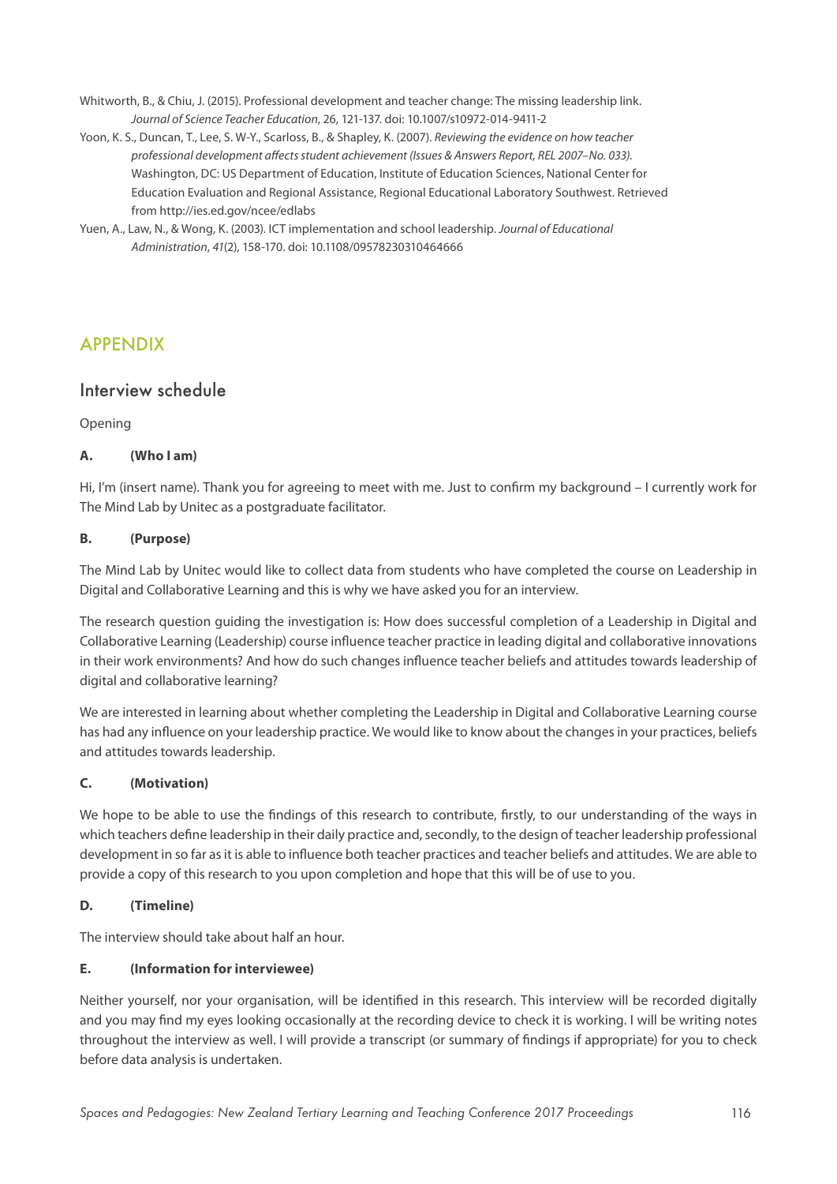Whitworth, B., & Chiu, J. (2015). Professional development and teacher change: The missing leadership link. *Journal of Science Teacher Education*, 26, 121-137. doi: 10.1007/s10972-014-9411-2

Yoon, K. S., Duncan, T., Lee, S. W-Y., Scarloss, B., & Shapley, K. (2007). *Reviewing the evidence on how teacher professional development affects student achievement (Issues & Answers Report, REL 2007–No. 033).* Washington, DC: US Department of Education, Institute of Education Sciences, National Center for Education Evaluation and Regional Assistance, Regional Educational Laboratory Southwest. Retrieved from http://ies.ed.gov/ncee/edlabs

Yuen, A., Law, N., & Wong, K. (2003). ICT implementation and school leadership. *Journal of Educational Administration*, *41*(2), 158-170. doi: 10.1108/09578230310464666

# APPENDIX

## Interview schedule

Opening

**A. (Who I am)**

Hi, I'm (insert name). Thank you for agreeing to meet with me. Just to confirm my background – I currently work for The Mind Lab by Unitec as a postgraduate facilitator.

**B. (Purpose)**

The Mind Lab by Unitec would like to collect data from students who have completed the course on Leadership in Digital and Collaborative Learning and this is why we have asked you for an interview.

The research question guiding the investigation is: How does successful completion of a Leadership in Digital and Collaborative Learning (Leadership) course influence teacher practice in leading digital and collaborative innovations in their work environments? And how do such changes influence teacher beliefs and attitudes towards leadership of digital and collaborative learning?

We are interested in learning about whether completing the Leadership in Digital and Collaborative Learning course has had any influence on your leadership practice. We would like to know about the changes in your practices, beliefs and attitudes towards leadership.

**C. (Motivation)**

We hope to be able to use the findings of this research to contribute, firstly, to our understanding of the ways in which teachers define leadership in their daily practice and, secondly, to the design of teacher leadership professional development in so far as it is able to influence both teacher practices and teacher beliefs and attitudes. We are able to provide a copy of this research to you upon completion and hope that this will be of use to you.

**D. (Timeline)**

The interview should take about half an hour.

**E. (Information for interviewee)**

Neither yourself, nor your organisation, will be identified in this research. This interview will be recorded digitally and you may find my eyes looking occasionally at the recording device to check it is working. I will be writing notes throughout the interview as well. I will provide a transcript (or summary of findings if appropriate) for you to check before data analysis is undertaken.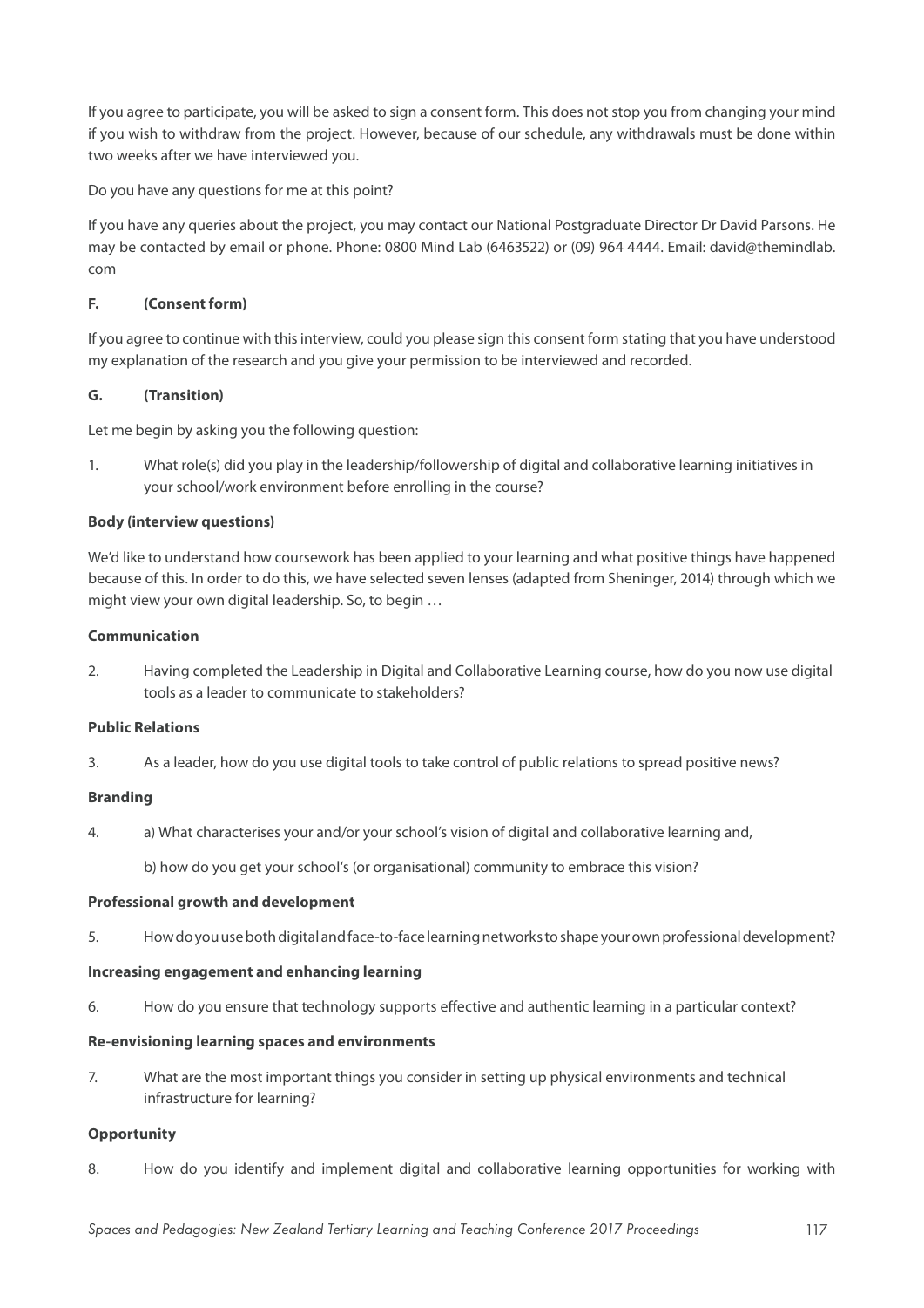If you agree to participate, you will be asked to sign a consent form. This does not stop you from changing your mind if you wish to withdraw from the project. However, because of our schedule, any withdrawals must be done within two weeks after we have interviewed you.

Do you have any questions for me at this point?

If you have any queries about the project, you may contact our National Postgraduate Director Dr David Parsons. He may be contacted by email or phone. Phone: 0800 Mind Lab (6463522) or (09) 964 4444. Email: david@themindlab.com

**F. (Consent form)**

If you agree to continue with this interview, could you please sign this consent form stating that you have understood my explanation of the research and you give your permission to be interviewed and recorded.

**G. (Transition)**

Let me begin by asking you the following question:

1. What role(s) did you play in the leadership/followership of digital and collaborative learning initiatives in your school/work environment before enrolling in the course?

**Body (interview questions)**

We'd like to understand how coursework has been applied to your learning and what positive things have happened because of this. In order to do this, we have selected seven lenses (adapted from Sheninger, 2014) through which we might view your own digital leadership. So, to begin …

**Communication**

2. Having completed the Leadership in Digital and Collaborative Learning course, how do you now use digital tools as a leader to communicate to stakeholders?

**Public Relations**

3. As a leader, how do you use digital tools to take control of public relations to spread positive news?

**Branding**

4. a) What characterises your and/or your school's vision of digital and collaborative learning and,

   b) how do you get your school's (or organisational) community to embrace this vision?

**Professional growth and development**

5. How do you use both digital and face-to-face learning networks to shape your own professional development?

**Increasing engagement and enhancing learning**

6. How do you ensure that technology supports effective and authentic learning in a particular context?

**Re-envisioning learning spaces and environments**

7. What are the most important things you consider in setting up physical environments and technical infrastructure for learning?

**Opportunity**

8. How do you identify and implement digital and collaborative learning opportunities for working with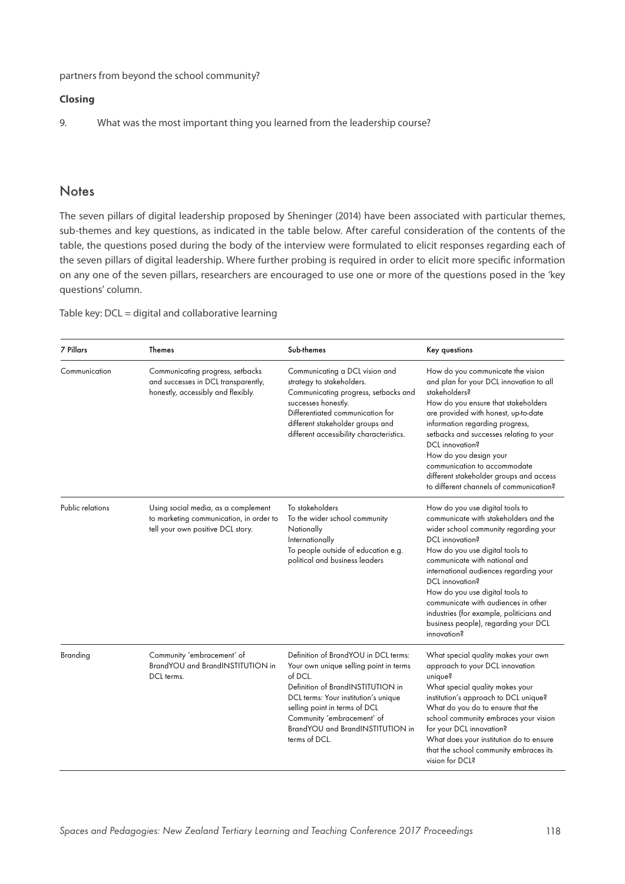partners from beyond the school community?

**Closing**

9. What was the most important thing you learned from the leadership course?

## Notes

The seven pillars of digital leadership proposed by Sheninger (2014) have been associated with particular themes, sub-themes and key questions, as indicated in the table below. After careful consideration of the contents of the table, the questions posed during the body of the interview were formulated to elicit responses regarding each of the seven pillars of digital leadership. Where further probing is required in order to elicit more specific information on any one of the seven pillars, researchers are encouraged to use one or more of the questions posed in the 'key questions' column.

Table key: DCL = digital and collaborative learning

| 7 Pillars | Themes | Sub-themes | Key questions |
|---|---|---|---|
| Communication | Communicating progress, setbacks and successes in DCL transparently, honestly, accessibly and flexibly. | Communicating a DCL vision and strategy to stakeholders.<br>Communicating progress, setbacks and successes honestly.<br>Differentiated communication for different stakeholder groups and different accessibility characteristics. | How do you communicate the vision and plan for your DCL innovation to all stakeholders?<br>How do you ensure that stakeholders are provided with honest, up-to-date information regarding progress, setbacks and successes relating to your DCL innovation?<br>How do you design your communication to accommodate different stakeholder groups and access to different channels of communication? |
| Public relations | Using social media, as a complement to marketing communication, in order to tell your own positive DCL story. | To stakeholders<br>To the wider school community<br>Nationally<br>Internationally<br>To people outside of education e.g. political and business leaders | How do you use digital tools to communicate with stakeholders and the wider school community regarding your DCL innovation?<br>How do you use digital tools to communicate with national and international audiences regarding your DCL innovation?<br>How do you use digital tools to communicate with audiences in other industries (for example, politicians and business people), regarding your DCL innovation? |
| Branding | Community 'embracement' of BrandYOU and BrandINSTITUTION in DCL terms. | Definition of BrandYOU in DCL terms: Your own unique selling point in terms of DCL.<br>Definition of BrandINSTITUTION in DCL terms: Your institution's unique selling point in terms of DCL<br>Community 'embracement' of BrandYOU and BrandINSTITUTION in terms of DCL. | What special quality makes your own approach to your DCL innovation unique?<br>What special quality makes your institution's approach to DCL unique?<br>What do you do to ensure that the school community embraces your vision for your DCL innovation?<br>What does your institution do to ensure that the school community embraces its vision for DCL? |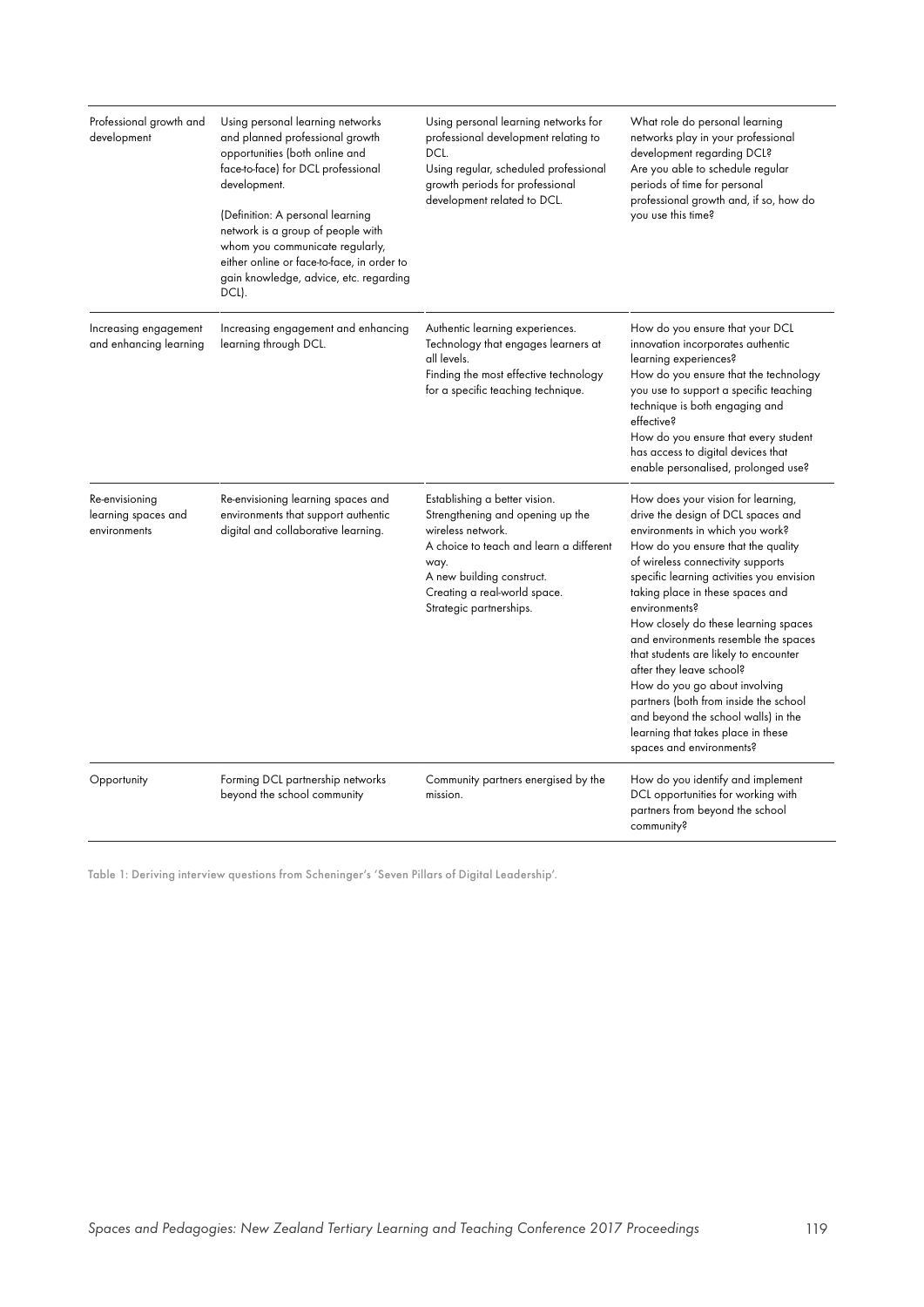| | | | |
|---|---|---|---|
| Professional growth and development | Using personal learning networks and planned professional growth opportunities (both online and face-to-face) for DCL professional development.<br><br>(Definition: A personal learning network is a group of people with whom you communicate regularly, either online or face-to-face, in order to gain knowledge, advice, etc. regarding DCL). | Using personal learning networks for professional development relating to DCL.<br>Using regular, scheduled professional growth periods for professional development related to DCL. | What role do personal learning networks play in your professional development regarding DCL?<br>Are you able to schedule regular periods of time for personal professional growth and, if so, how do you use this time? |
| Increasing engagement and enhancing learning | Increasing engagement and enhancing learning through DCL. | Authentic learning experiences.<br>Technology that engages learners at all levels.<br>Finding the most effective technology for a specific teaching technique. | How do you ensure that your DCL innovation incorporates authentic learning experiences?<br>How do you ensure that the technology you use to support a specific teaching technique is both engaging and effective?<br>How do you ensure that every student has access to digital devices that enable personalised, prolonged use? |
| Re-envisioning learning spaces and environments | Re-envisioning learning spaces and environments that support authentic digital and collaborative learning. | Establishing a better vision.<br>Strengthening and opening up the wireless network.<br>A choice to teach and learn a different way.<br>A new building construct.<br>Creating a real-world space.<br>Strategic partnerships. | How does your vision for learning, drive the design of DCL spaces and environments in which you work?<br>How do you ensure that the quality of wireless connectivity supports specific learning activities you envision taking place in these spaces and environments?<br>How closely do these learning spaces and environments resemble the spaces that students are likely to encounter after they leave school?<br>How do you go about involving partners (both from inside the school and beyond the school walls) in the learning that takes place in these spaces and environments? |
| Opportunity | Forming DCL partnership networks beyond the school community | Community partners energised by the mission. | How do you identify and implement DCL opportunities for working with partners from beyond the school community? |

Table 1: Deriving interview questions from Scheninger's 'Seven Pillars of Digital Leadership'.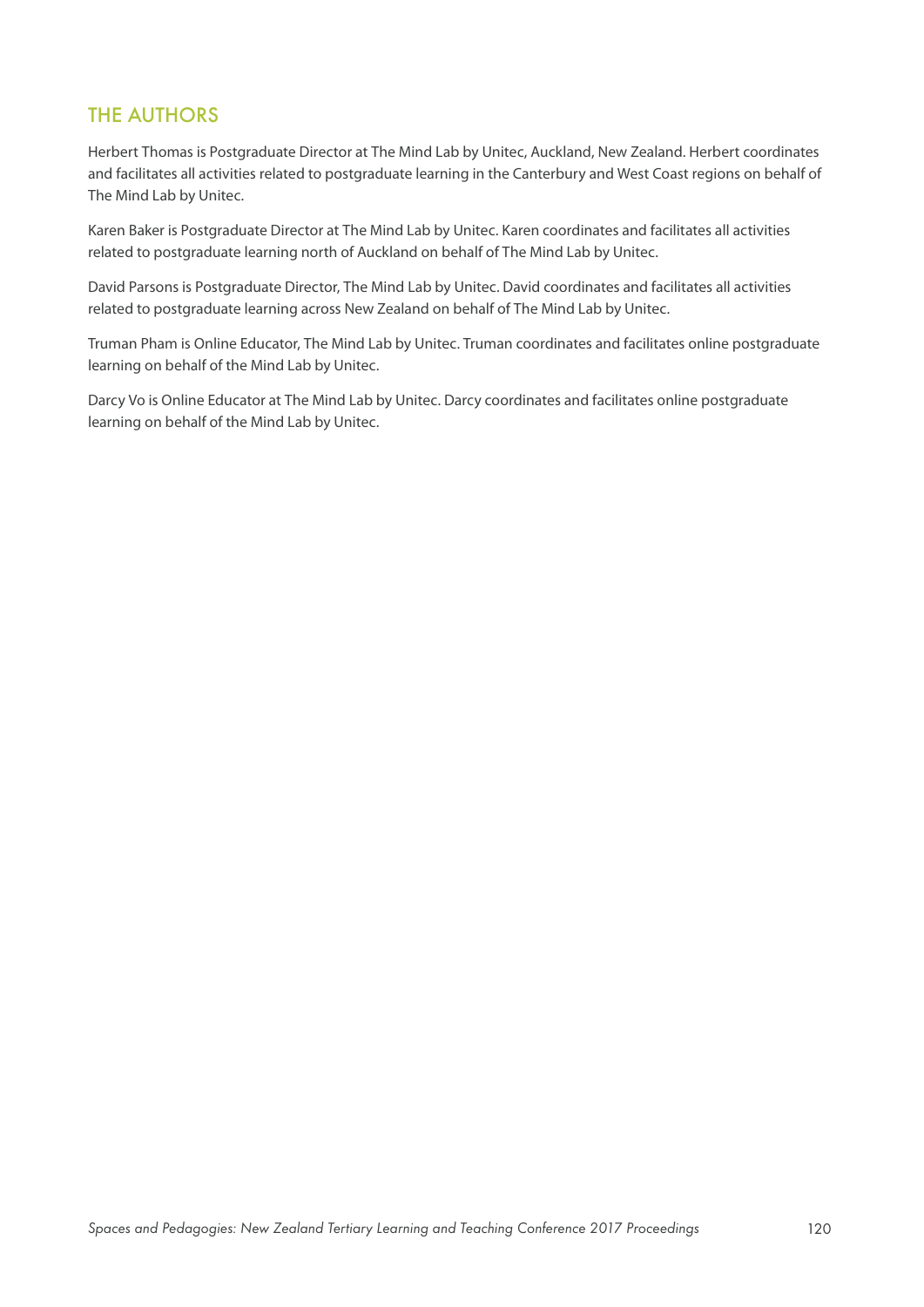## THE AUTHORS

Herbert Thomas is Postgraduate Director at The Mind Lab by Unitec, Auckland, New Zealand. Herbert coordinates and facilitates all activities related to postgraduate learning in the Canterbury and West Coast regions on behalf of The Mind Lab by Unitec.

Karen Baker is Postgraduate Director at The Mind Lab by Unitec. Karen coordinates and facilitates all activities related to postgraduate learning north of Auckland on behalf of The Mind Lab by Unitec.

David Parsons is Postgraduate Director, The Mind Lab by Unitec. David coordinates and facilitates all activities related to postgraduate learning across New Zealand on behalf of The Mind Lab by Unitec.

Truman Pham is Online Educator, The Mind Lab by Unitec. Truman coordinates and facilitates online postgraduate learning on behalf of the Mind Lab by Unitec.

Darcy Vo is Online Educator at The Mind Lab by Unitec. Darcy coordinates and facilitates online postgraduate learning on behalf of the Mind Lab by Unitec.